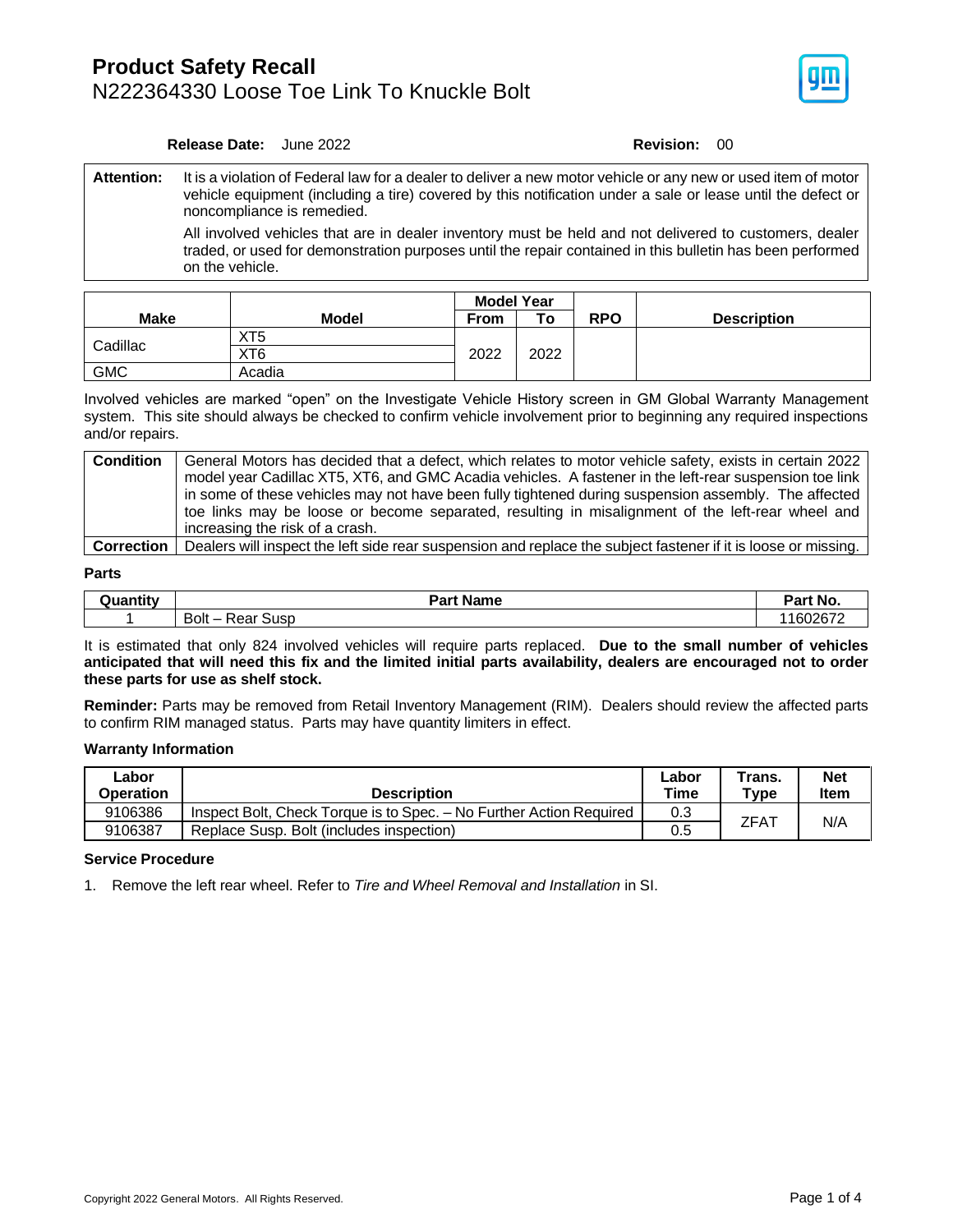# Product Safety Recall

## N222364330 Loose Toe Link To Knuckle Bolt

**Release Date:** June 2022 **Revision:** 00

| | |
|---|---|
| **Attention:** | It is a violation of Federal law for a dealer to deliver a new motor vehicle or any new or used item of motor vehicle equipment (including a tire) covered by this notification under a sale or lease until the defect or noncompliance is remedied. <br><br> All involved vehicles that are in dealer inventory must be held and not delivered to customers, dealer traded, or used for demonstration purposes until the repair contained in this bulletin has been performed on the vehicle. |

| Make | Model | Model Year | | RPO | Description |
|---|---|---|---|---|---|
| | | From | To | | |
| Cadillac | XT5 | 2022 | 2022 | | |
| | XT6 | | | | |
| GMC | Acadia | | | | |

Involved vehicles are marked “open” on the Investigate Vehicle History screen in GM Global Warranty Management system. This site should always be checked to confirm vehicle involvement prior to beginning any required inspections and/or repairs.

| | |
|---|---|
| **Condition** | General Motors has decided that a defect, which relates to motor vehicle safety, exists in certain 2022 model year Cadillac XT5, XT6, and GMC Acadia vehicles. A fastener in the left-rear suspension toe link in some of these vehicles may not have been fully tightened during suspension assembly. The affected toe links may be loose or become separated, resulting in misalignment of the left-rear wheel and increasing the risk of a crash. |
| **Correction** | Dealers will inspect the left side rear suspension and replace the subject fastener if it is loose or missing. |

### Parts

| Quantity | Part Name | Part No. |
|---|---|---|
| 1 | Bolt – Rear Susp | 11602672 |

It is estimated that only 824 involved vehicles will require parts replaced. **Due to the small number of vehicles anticipated that will need this fix and the limited initial parts availability, dealers are encouraged not to order these parts for use as shelf stock.**

**Reminder:** Parts may be removed from Retail Inventory Management (RIM). Dealers should review the affected parts to confirm RIM managed status. Parts may have quantity limiters in effect.

### Warranty Information

| Labor Operation | Description | Labor Time | Trans. Type | Net Item |
|---|---|---|---|---|
| 9106386 | Inspect Bolt, Check Torque is to Spec. – No Further Action Required | 0.3 | ZFAT | N/A |
| 9106387 | Replace Susp. Bolt (includes inspection) | 0.5 | | |

### Service Procedure

1. Remove the left rear wheel. Refer to *Tire and Wheel Removal and Installation* in SI.

Copyright 2022 General Motors. All Rights Reserved.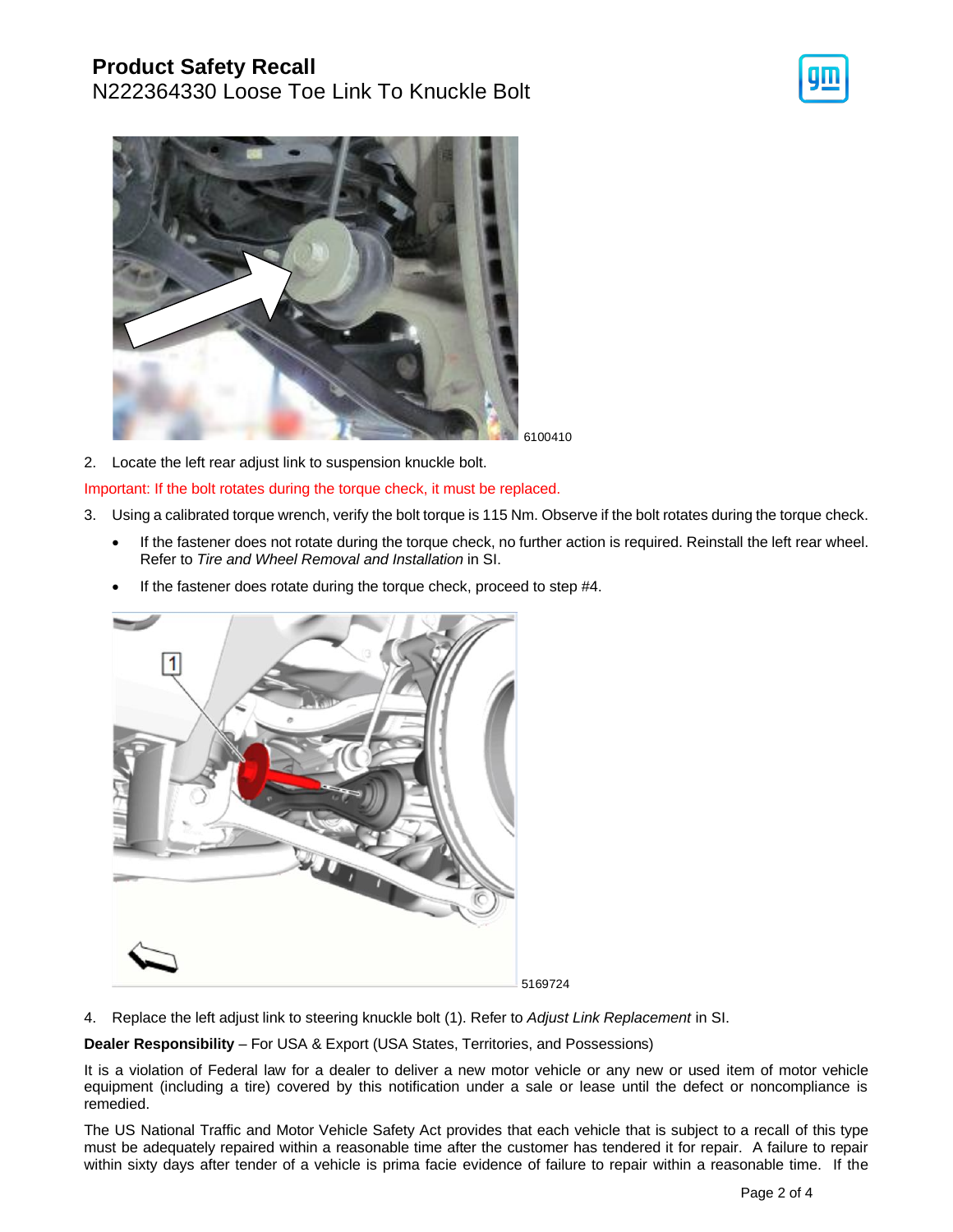6100410

2. Locate the left rear adjust link to suspension knuckle bolt.

Important: If the bolt rotates during the torque check, it must be replaced.

3. Using a calibrated torque wrench, verify the bolt torque is 115 Nm. Observe if the bolt rotates during the torque check.
   - If the fastener does not rotate during the torque check, no further action is required. Reinstall the left rear wheel. Refer to *Tire and Wheel Removal and Installation* in SI.
   - If the fastener does rotate during the torque check, proceed to step #4.

5169724

4. Replace the left adjust link to steering knuckle bolt (1). Refer to *Adjust Link Replacement* in SI.

**Dealer Responsibility** – For USA & Export (USA States, Territories, and Possessions)

It is a violation of Federal law for a dealer to deliver a new motor vehicle or any new or used item of motor vehicle equipment (including a tire) covered by this notification under a sale or lease until the defect or noncompliance is remedied.

The US National Traffic and Motor Vehicle Safety Act provides that each vehicle that is subject to a recall of this type must be adequately repaired within a reasonable time after the customer has tendered it for repair. A failure to repair within sixty days after tender of a vehicle is prima facie evidence of failure to repair within a reasonable time. If the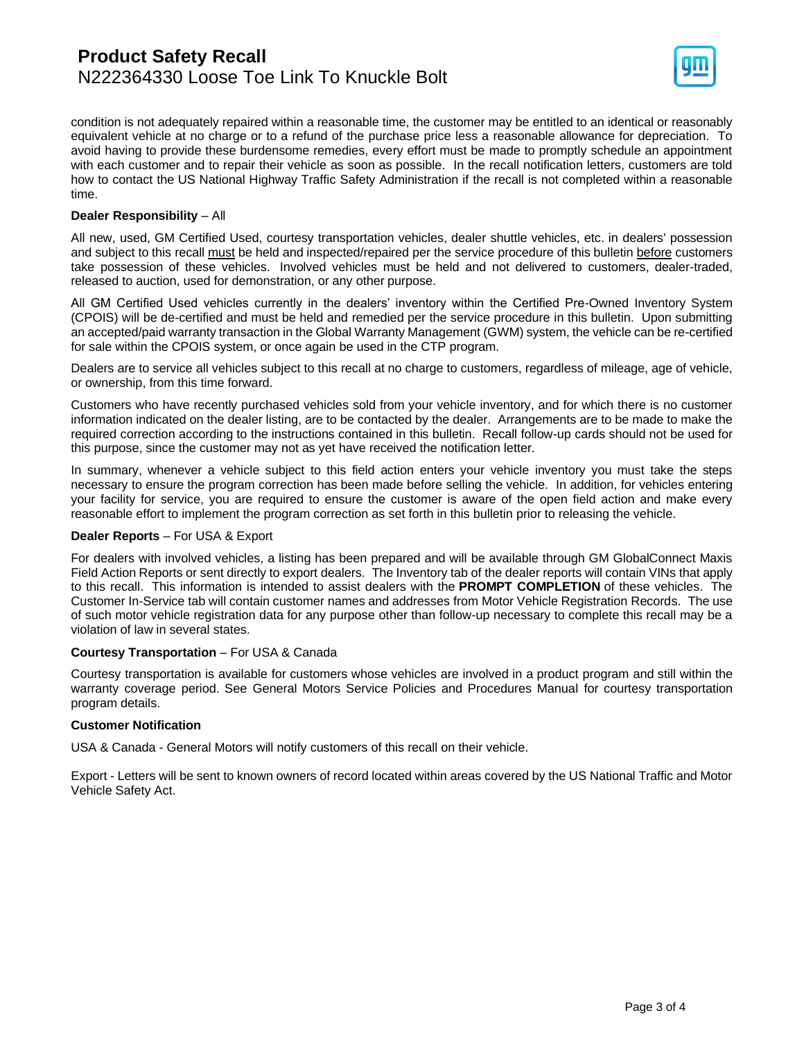condition is not adequately repaired within a reasonable time, the customer may be entitled to an identical or reasonably equivalent vehicle at no charge or to a refund of the purchase price less a reasonable allowance for depreciation. To avoid having to provide these burdensome remedies, every effort must be made to promptly schedule an appointment with each customer and to repair their vehicle as soon as possible. In the recall notification letters, customers are told how to contact the US National Highway Traffic Safety Administration if the recall is not completed within a reasonable time.

**Dealer Responsibility** – All

All new, used, GM Certified Used, courtesy transportation vehicles, dealer shuttle vehicles, etc. in dealers' possession and subject to this recall <u>must</u> be held and inspected/repaired per the service procedure of this bulletin <u>before</u> customers take possession of these vehicles. Involved vehicles must be held and not delivered to customers, dealer-traded, released to auction, used for demonstration, or any other purpose.

All GM Certified Used vehicles currently in the dealers' inventory within the Certified Pre-Owned Inventory System (CPOIS) will be de-certified and must be held and remedied per the service procedure in this bulletin. Upon submitting an accepted/paid warranty transaction in the Global Warranty Management (GWM) system, the vehicle can be re-certified for sale within the CPOIS system, or once again be used in the CTP program.

Dealers are to service all vehicles subject to this recall at no charge to customers, regardless of mileage, age of vehicle, or ownership, from this time forward.

Customers who have recently purchased vehicles sold from your vehicle inventory, and for which there is no customer information indicated on the dealer listing, are to be contacted by the dealer. Arrangements are to be made to make the required correction according to the instructions contained in this bulletin. Recall follow-up cards should not be used for this purpose, since the customer may not as yet have received the notification letter.

In summary, whenever a vehicle subject to this field action enters your vehicle inventory you must take the steps necessary to ensure the program correction has been made before selling the vehicle. In addition, for vehicles entering your facility for service, you are required to ensure the customer is aware of the open field action and make every reasonable effort to implement the program correction as set forth in this bulletin prior to releasing the vehicle.

**Dealer Reports** – For USA & Export

For dealers with involved vehicles, a listing has been prepared and will be available through GM GlobalConnect Maxis Field Action Reports or sent directly to export dealers. The Inventory tab of the dealer reports will contain VINs that apply to this recall. This information is intended to assist dealers with the **PROMPT COMPLETION** of these vehicles. The Customer In-Service tab will contain customer names and addresses from Motor Vehicle Registration Records. The use of such motor vehicle registration data for any purpose other than follow-up necessary to complete this recall may be a violation of law in several states.

**Courtesy Transportation** – For USA & Canada

Courtesy transportation is available for customers whose vehicles are involved in a product program and still within the warranty coverage period. See General Motors Service Policies and Procedures Manual for courtesy transportation program details.

**Customer Notification**

USA & Canada - General Motors will notify customers of this recall on their vehicle.

Export - Letters will be sent to known owners of record located within areas covered by the US National Traffic and Motor Vehicle Safety Act.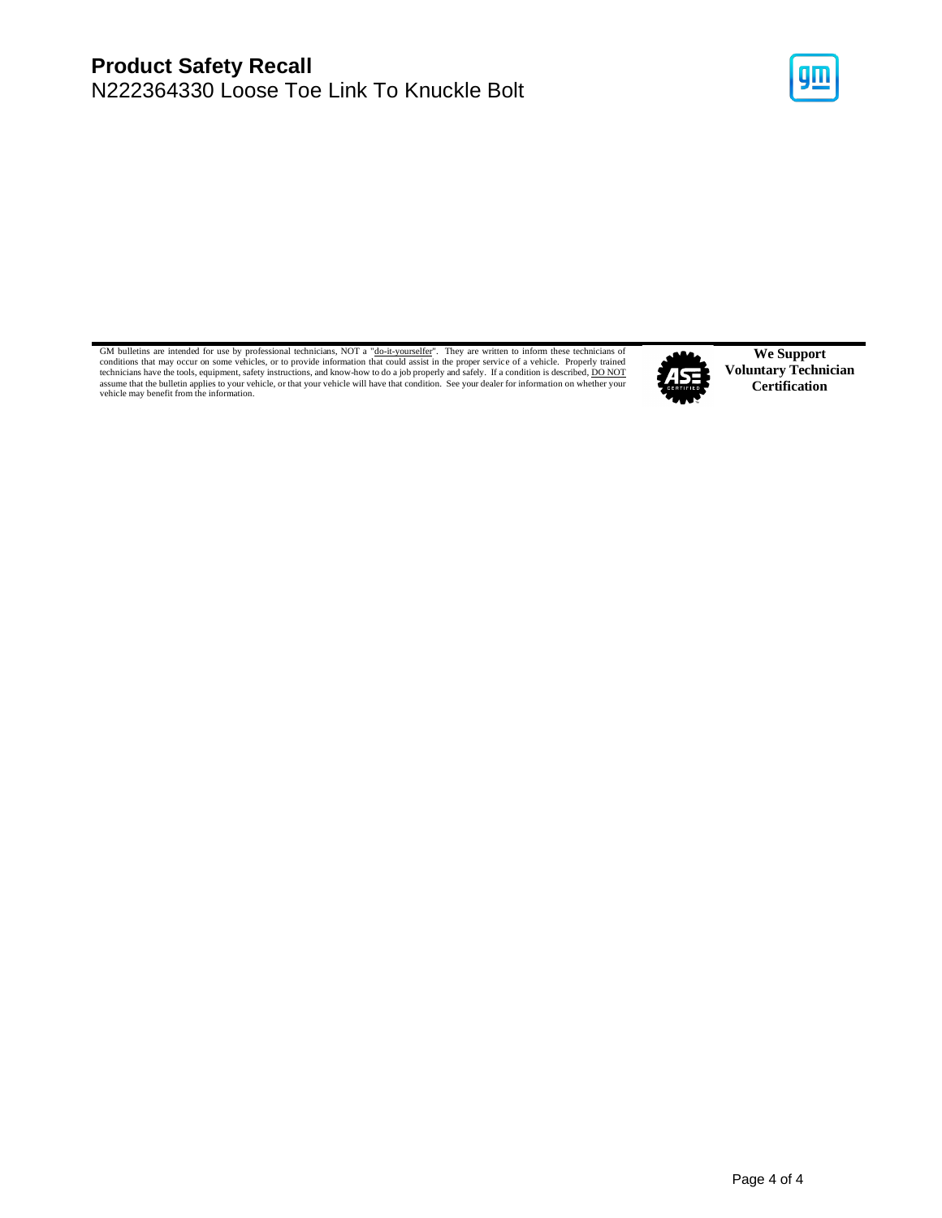GM bulletins are intended for use by professional technicians, NOT a "do-it-yourselfer". They are written to inform these technicians of conditions that may occur on some vehicles, or to provide information that could assist in the proper service of a vehicle. Properly trained technicians have the tools, equipment, safety instructions, and know-how to do a job properly and safely. If a condition is described, DO NOT assume that the bulletin applies to your vehicle, or that your vehicle will have that condition. See your dealer for information on whether your vehicle may benefit from the information.

**We Support Voluntary Technician Certification**